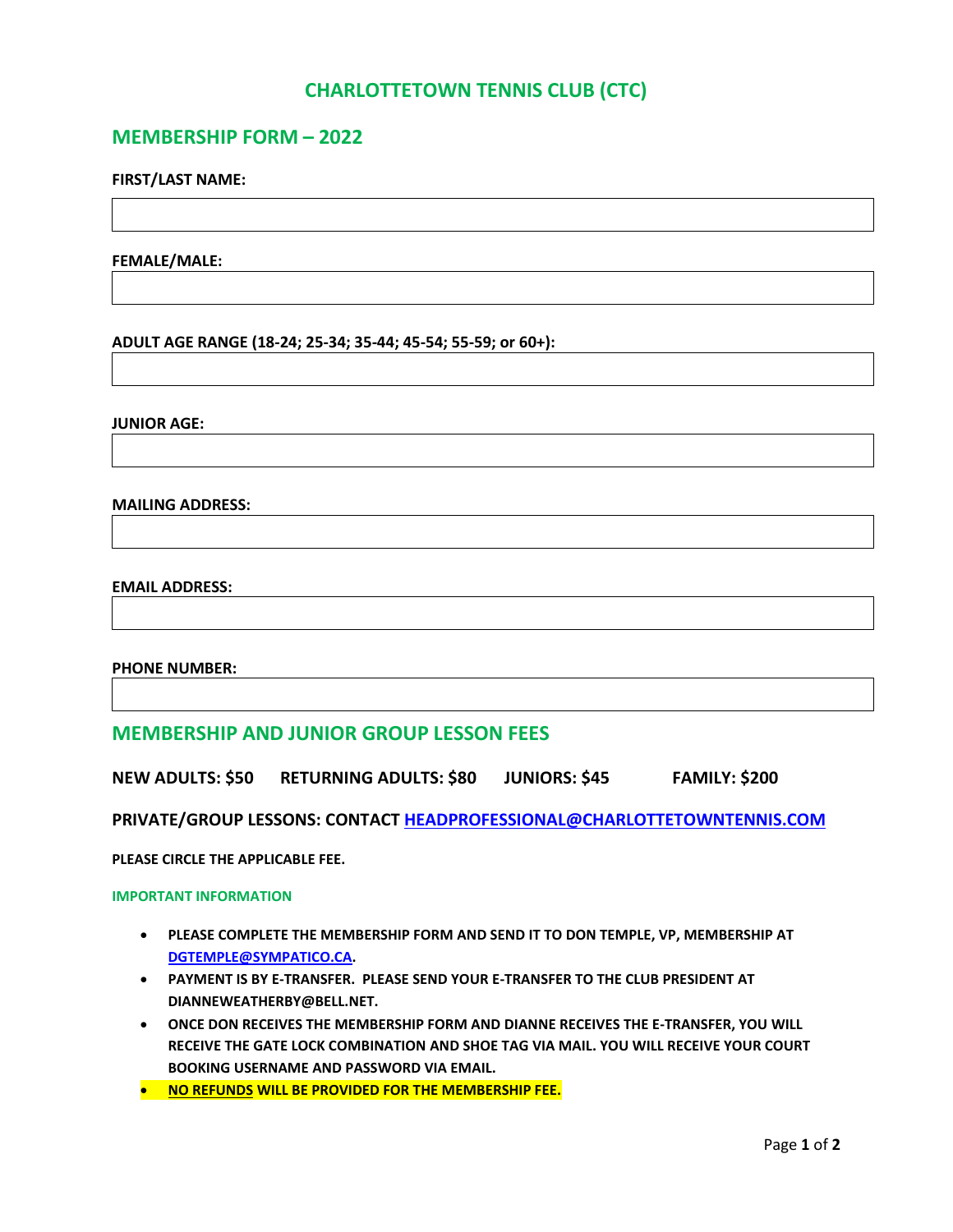# CHARLOTTETOWN TENNIS CLUB (CTC)

## MEMBERSHIP FORM – 2022

**FIRST/LAST NAME:**

**FEMALE/MALE:**

**ADULT AGE RANGE (18-24; 25-34; 35-44; 45-54; 55-59; or 60+):**

**JUNIOR AGE:**

**MAILING ADDRESS:**

**EMAIL ADDRESS:**

**PHONE NUMBER:**

## MEMBERSHIP AND JUNIOR GROUP LESSON FEES

**NEW ADULTS: $50 RETURNING ADULTS: $80 JUNIORS: $45 FAMILY: $200**

**PRIVATE/GROUP LESSONS: CONTACT [HEADPROFESSIONAL@CHARLOTTETOWNTENNIS.COM](mailto:HEADPROFESSIONAL@CHARLOTTETOWNTENNIS.COM)**

**PLEASE CIRCLE THE APPLICABLE FEE.**

#### IMPORTANT INFORMATION

- **PLEASE COMPLETE THE MEMBERSHIP FORM AND SEND IT TO DON TEMPLE, VP, MEMBERSHIP AT [DGTEMPLE@SYMPATICO.CA](mailto:DGTEMPLE@SYMPATICO.CA).**
- **PAYMENT IS BY E-TRANSFER. PLEASE SEND YOUR E-TRANSFER TO THE CLUB PRESIDENT AT DIANNEWEATHERBY@BELL.NET.**
- **ONCE DON RECEIVES THE MEMBERSHIP FORM AND DIANNE RECEIVES THE E-TRANSFER, YOU WILL RECEIVE THE GATE LOCK COMBINATION AND SHOE TAG VIA MAIL. YOU WILL RECEIVE YOUR COURT BOOKING USERNAME AND PASSWORD VIA EMAIL.**
- **NO REFUNDS WILL BE PROVIDED FOR THE MEMBERSHIP FEE.**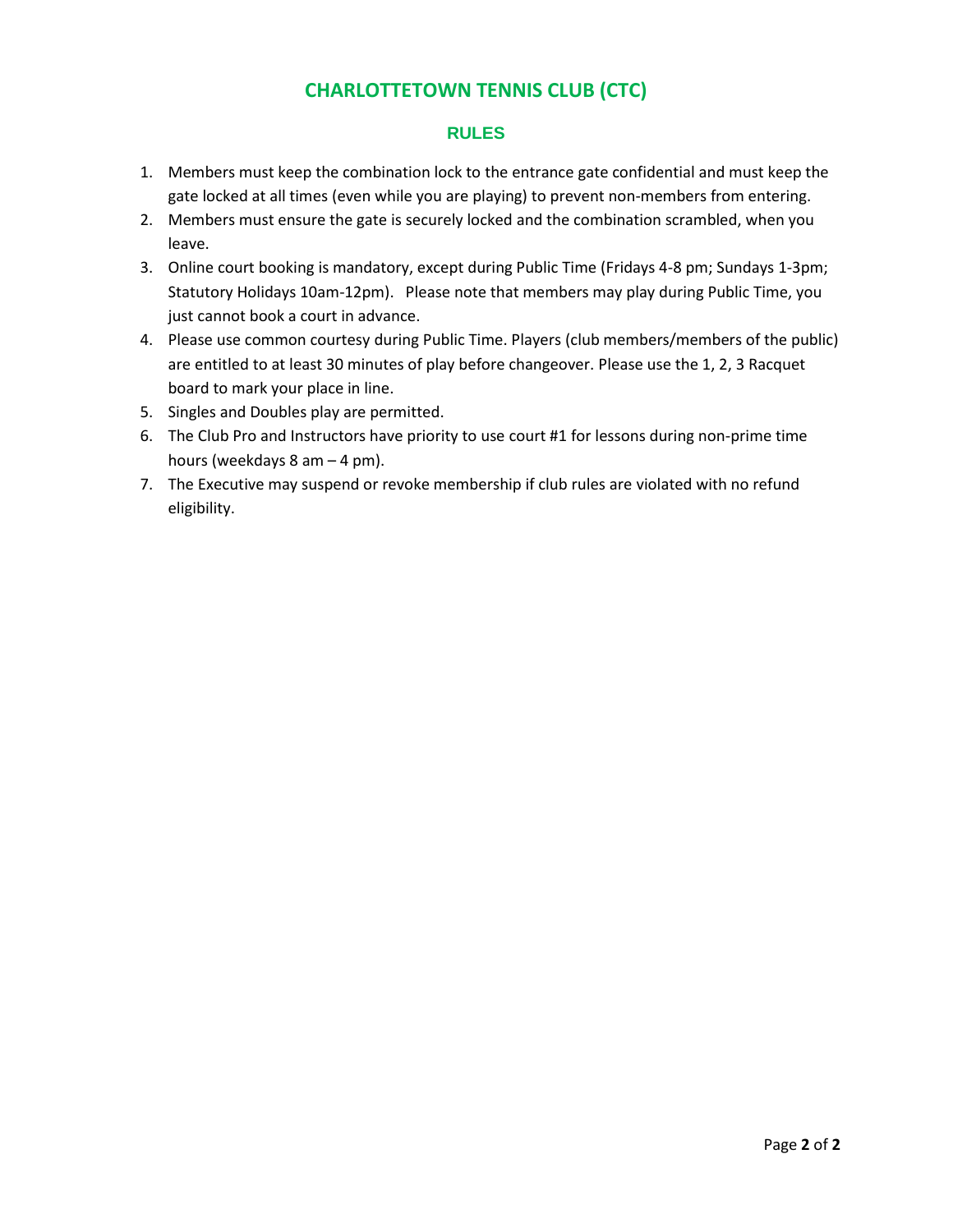# CHARLOTTETOWN TENNIS CLUB (CTC)

## RULES

1. Members must keep the combination lock to the entrance gate confidential and must keep the gate locked at all times (even while you are playing) to prevent non-members from entering.
2. Members must ensure the gate is securely locked and the combination scrambled, when you leave.
3. Online court booking is mandatory, except during Public Time (Fridays 4-8 pm; Sundays 1-3pm; Statutory Holidays 10am-12pm). Please note that members may play during Public Time, you just cannot book a court in advance.
4. Please use common courtesy during Public Time. Players (club members/members of the public) are entitled to at least 30 minutes of play before changeover. Please use the 1, 2, 3 Racquet board to mark your place in line.
5. Singles and Doubles play are permitted.
6. The Club Pro and Instructors have priority to use court #1 for lessons during non-prime time hours (weekdays 8 am – 4 pm).
7. The Executive may suspend or revoke membership if club rules are violated with no refund eligibility.